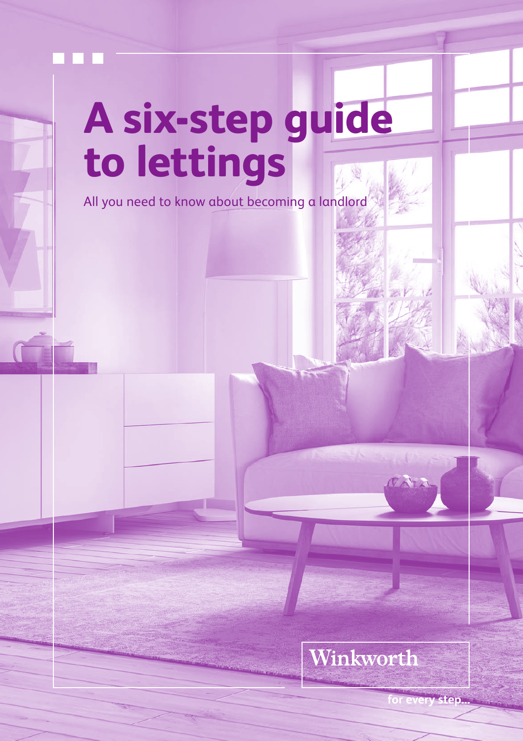# A six-step guide to lettings

All you need to know about becoming a landlord

Winkworth

for every step...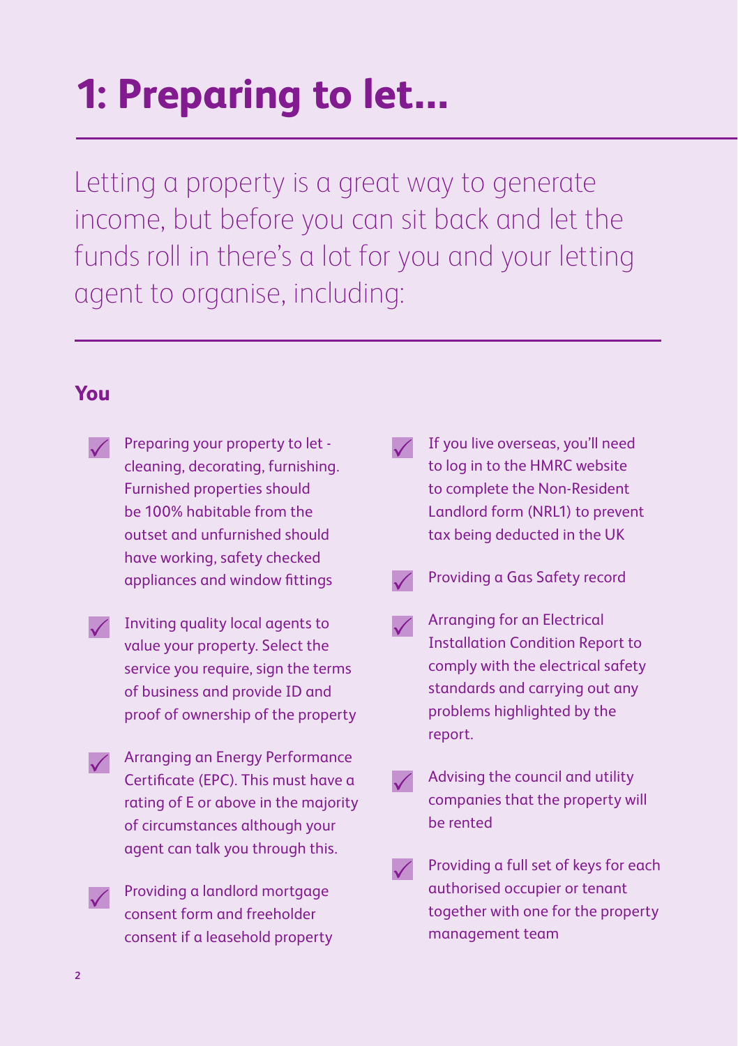# 1: Preparing to let...

Letting a property is a great way to generate income, but before you can sit back and let the funds roll in there's a lot for you and your letting agent to organise, including:

## You

- Preparing your property to let - cleaning, decorating, furnishing. Furnished properties should be 100% habitable from the outset and unfurnished should have working, safety checked appliances and window fittings
- Inviting quality local agents to value your property. Select the service you require, sign the terms of business and provide ID and proof of ownership of the property
- Arranging an Energy Performance Certificate (EPC). This must have a rating of E or above in the majority of circumstances although your agent can talk you through this.
- Providing a landlord mortgage consent form and freeholder consent if a leasehold property
- If you live overseas, you'll need to log in to the HMRC website to complete the Non-Resident Landlord form (NRL1) to prevent tax being deducted in the UK
- Providing a Gas Safety record
- Arranging for an Electrical Installation Condition Report to comply with the electrical safety standards and carrying out any problems highlighted by the report.
- Advising the council and utility companies that the property will be rented
- Providing a full set of keys for each authorised occupier or tenant together with one for the property management team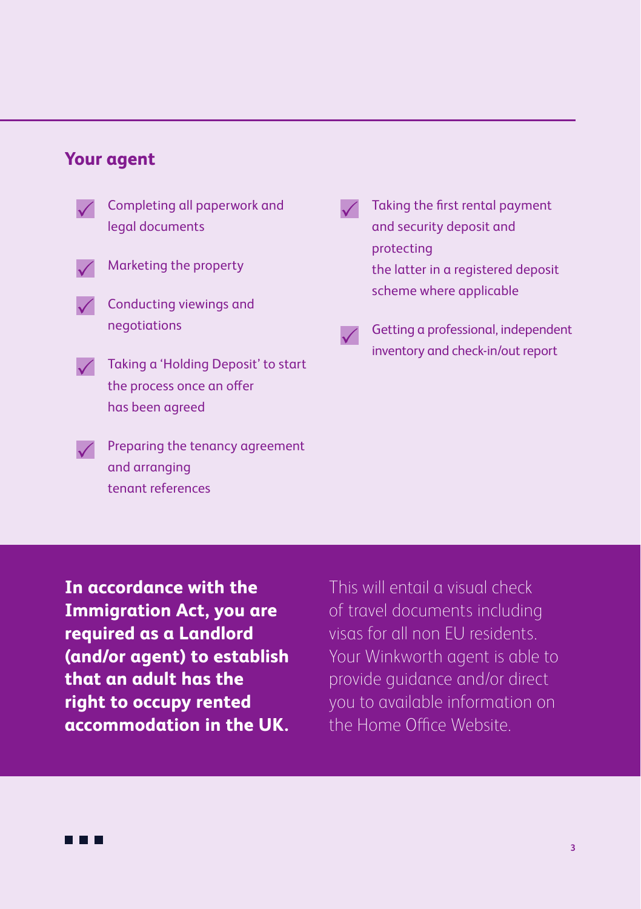## Your agent

- Completing all paperwork and legal documents
- Marketing the property
- Conducting viewings and negotiations
- Taking a 'Holding Deposit' to start the process once an offer has been agreed
- Preparing the tenancy agreement and arranging tenant references
- Taking the first rental payment and security deposit and protecting the latter in a registered deposit scheme where applicable
- Getting a professional, independent inventory and check-in/out report

**In accordance with the Immigration Act, you are required as a Landlord (and/or agent) to establish that an adult has the right to occupy rented accommodation in the UK.**

This will entail a visual check of travel documents including visas for all non EU residents. Your Winkworth agent is able to provide guidance and/or direct you to available information on the Home Office Website.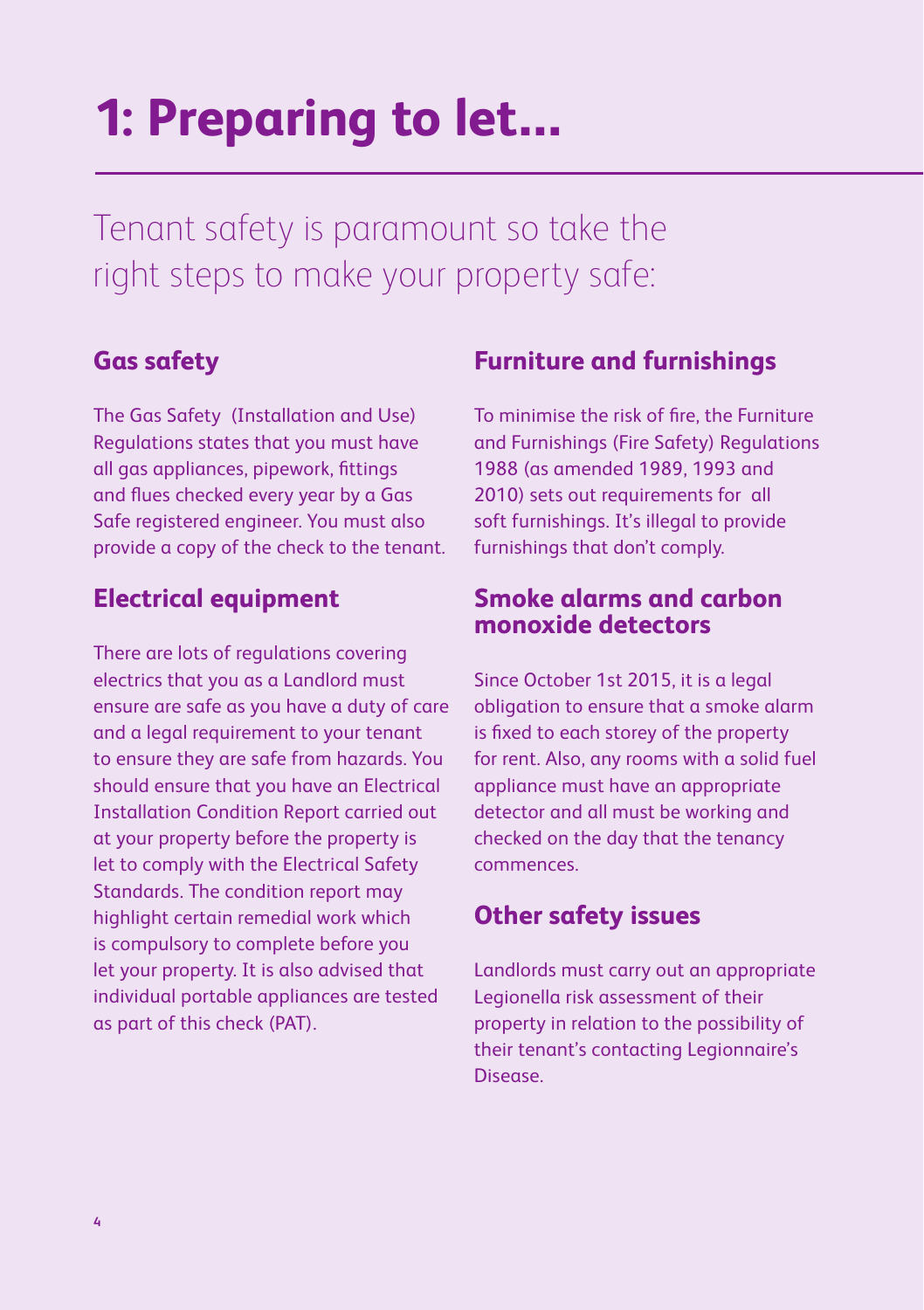# 1: Preparing to let...

Tenant safety is paramount so take the right steps to make your property safe:

## Gas safety

The Gas Safety (Installation and Use) Regulations states that you must have all gas appliances, pipework, fittings and flues checked every year by a Gas Safe registered engineer. You must also provide a copy of the check to the tenant.

## Electrical equipment

There are lots of regulations covering electrics that you as a Landlord must ensure are safe as you have a duty of care and a legal requirement to your tenant to ensure they are safe from hazards. You should ensure that you have an Electrical Installation Condition Report carried out at your property before the property is let to comply with the Electrical Safety Standards. The condition report may highlight certain remedial work which is compulsory to complete before you let your property. It is also advised that individual portable appliances are tested as part of this check (PAT).

## Furniture and furnishings

To minimise the risk of fire, the Furniture and Furnishings (Fire Safety) Regulations 1988 (as amended 1989, 1993 and 2010) sets out requirements for all soft furnishings. It's illegal to provide furnishings that don't comply.

## Smoke alarms and carbon monoxide detectors

Since October 1st 2015, it is a legal obligation to ensure that a smoke alarm is fixed to each storey of the property for rent. Also, any rooms with a solid fuel appliance must have an appropriate detector and all must be working and checked on the day that the tenancy commences.

## Other safety issues

Landlords must carry out an appropriate Legionella risk assessment of their property in relation to the possibility of their tenant's contacting Legionnaire's Disease.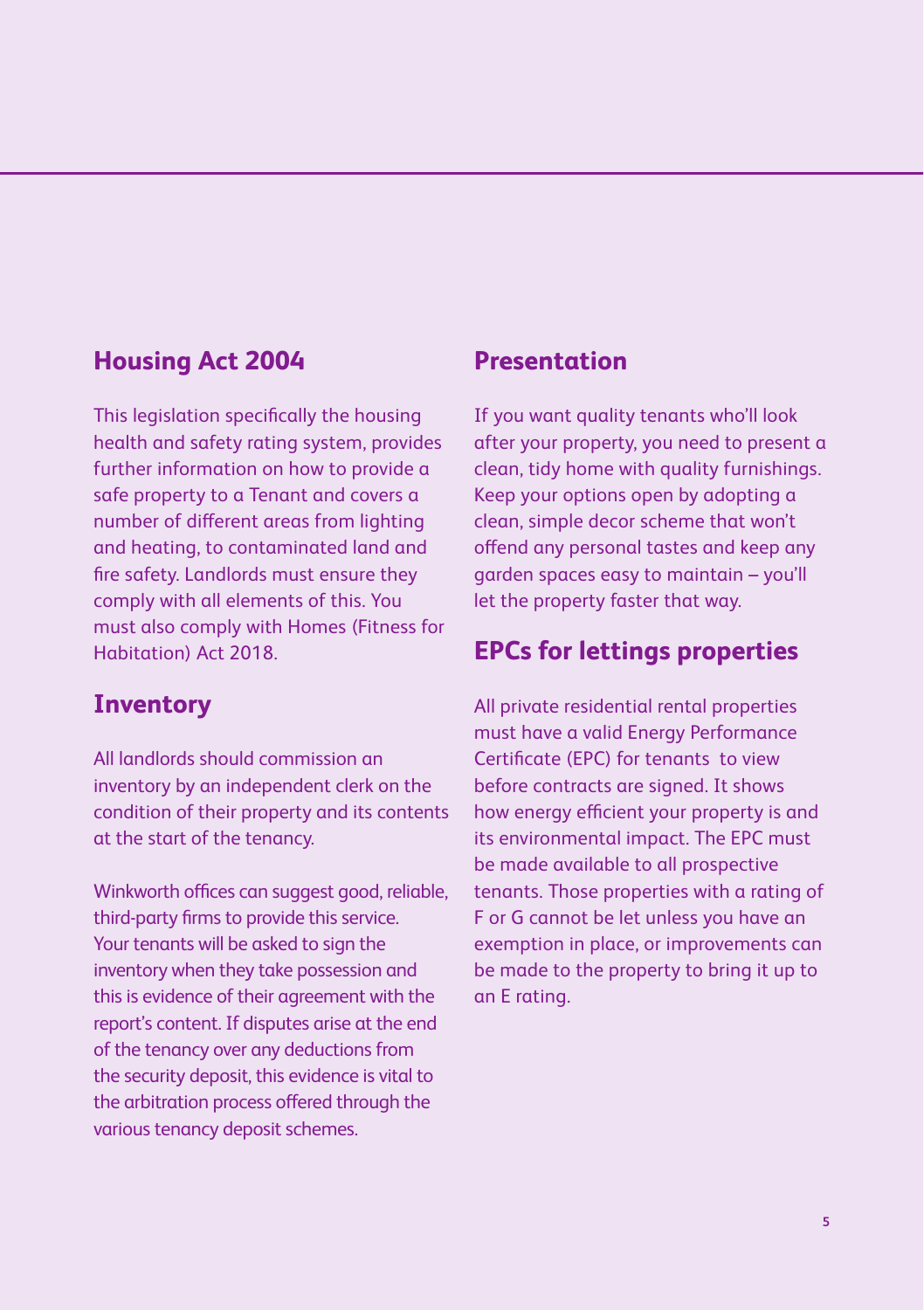## Housing Act 2004

This legislation specifically the housing health and safety rating system, provides further information on how to provide a safe property to a Tenant and covers a number of different areas from lighting and heating, to contaminated land and fire safety. Landlords must ensure they comply with all elements of this. You must also comply with Homes (Fitness for Habitation) Act 2018.

## Inventory

All landlords should commission an inventory by an independent clerk on the condition of their property and its contents at the start of the tenancy.

Winkworth offices can suggest good, reliable, third-party firms to provide this service. Your tenants will be asked to sign the inventory when they take possession and this is evidence of their agreement with the report's content. If disputes arise at the end of the tenancy over any deductions from the security deposit, this evidence is vital to the arbitration process offered through the various tenancy deposit schemes.

## Presentation

If you want quality tenants who'll look after your property, you need to present a clean, tidy home with quality furnishings. Keep your options open by adopting a clean, simple decor scheme that won't offend any personal tastes and keep any garden spaces easy to maintain – you'll let the property faster that way.

## EPCs for lettings properties

All private residential rental properties must have a valid Energy Performance Certificate (EPC) for tenants to view before contracts are signed. It shows how energy efficient your property is and its environmental impact. The EPC must be made available to all prospective tenants. Those properties with a rating of F or G cannot be let unless you have an exemption in place, or improvements can be made to the property to bring it up to an E rating.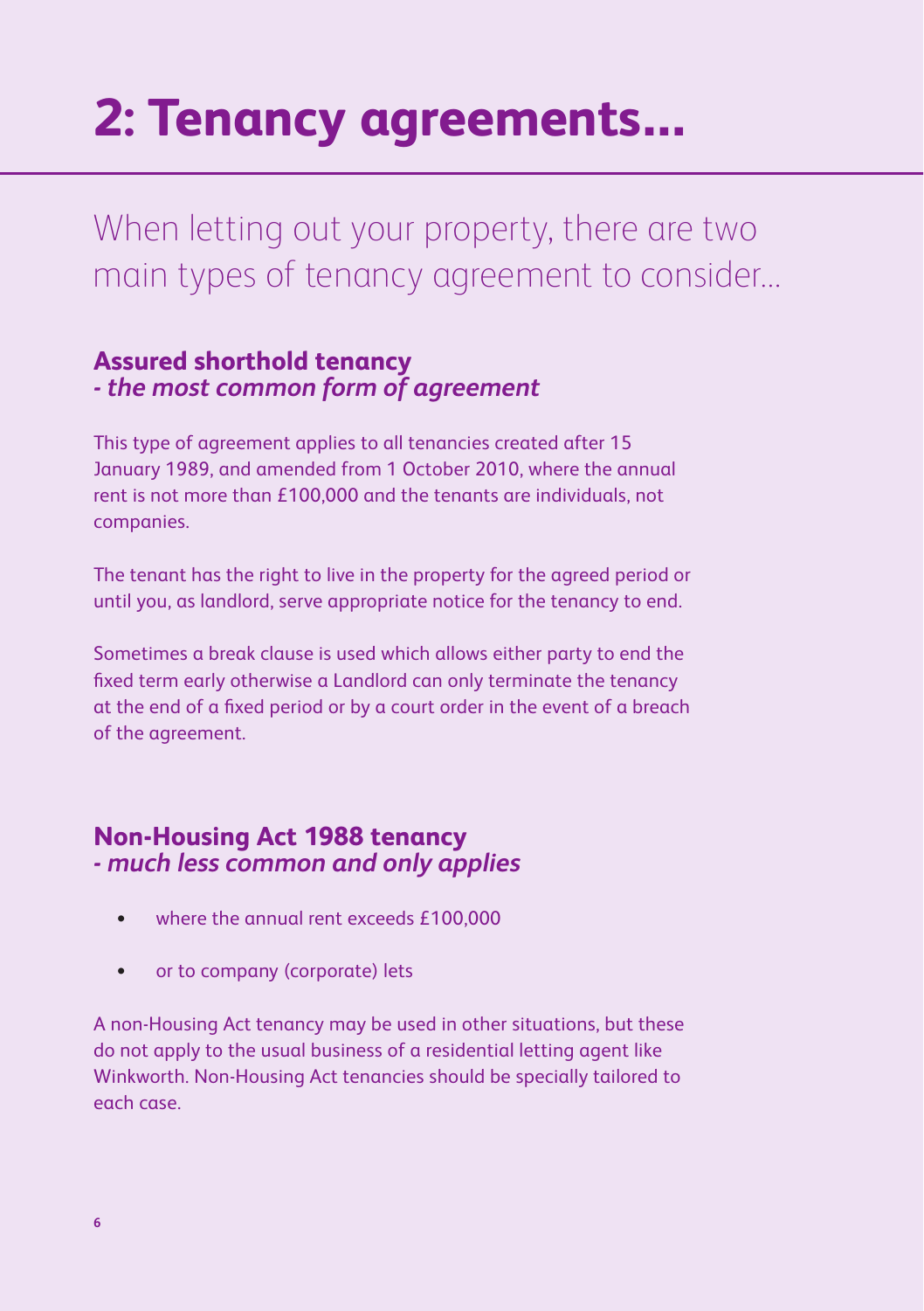# 2: Tenancy agreements...

When letting out your property, there are two main types of tenancy agreement to consider...

## Assured shorthold tenancy
### *- the most common form of agreement*

This type of agreement applies to all tenancies created after 15 January 1989, and amended from 1 October 2010, where the annual rent is not more than £100,000 and the tenants are individuals, not companies.

The tenant has the right to live in the property for the agreed period or until you, as landlord, serve appropriate notice for the tenancy to end.

Sometimes a break clause is used which allows either party to end the fixed term early otherwise a Landlord can only terminate the tenancy at the end of a fixed period or by a court order in the event of a breach of the agreement.

## Non-Housing Act 1988 tenancy
### *- much less common and only applies*

- where the annual rent exceeds £100,000
- or to company (corporate) lets

A non-Housing Act tenancy may be used in other situations, but these do not apply to the usual business of a residential letting agent like Winkworth. Non-Housing Act tenancies should be specially tailored to each case.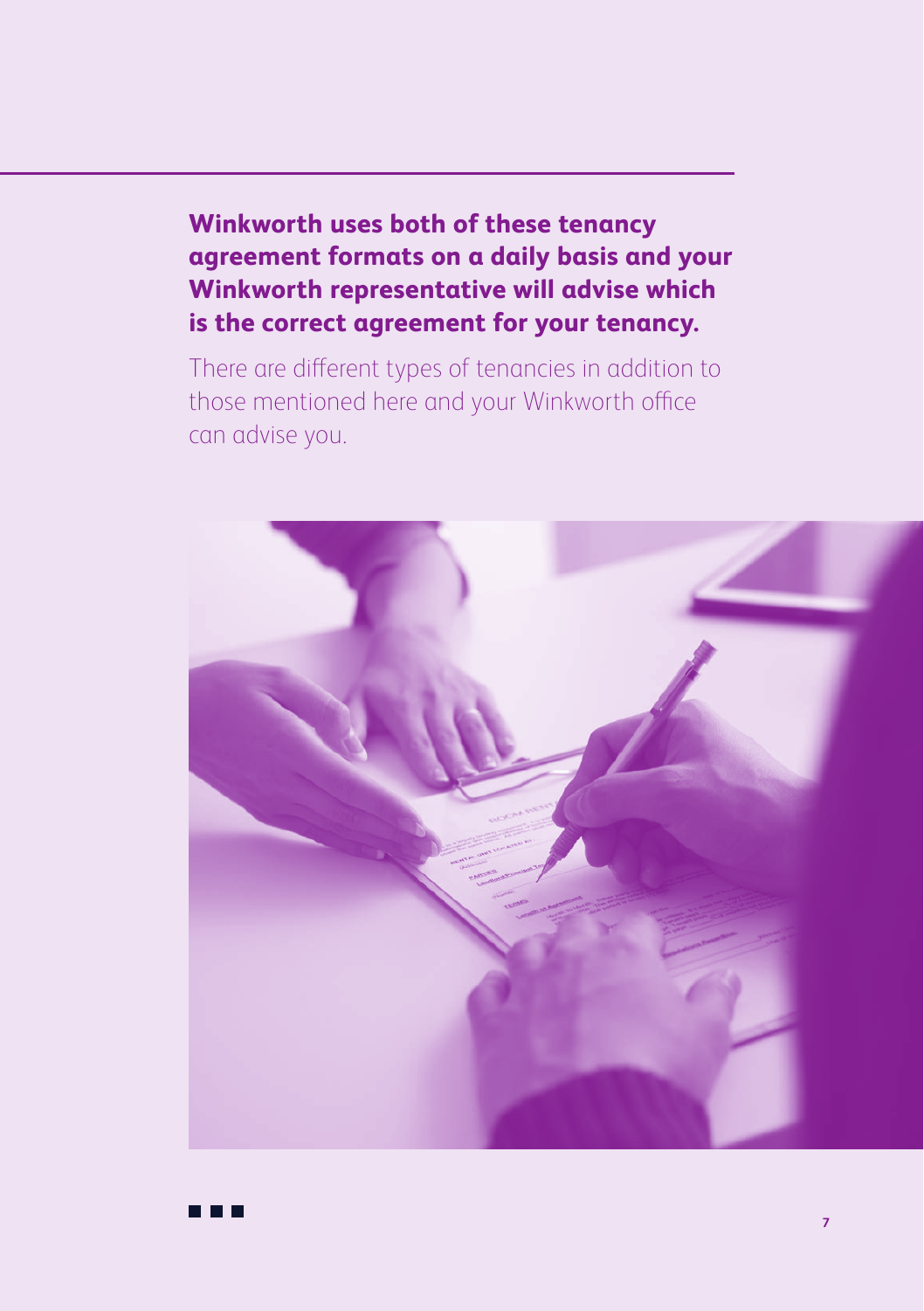**Winkworth uses both of these tenancy agreement formats on a daily basis and your Winkworth representative will advise which is the correct agreement for your tenancy.**

There are different types of tenancies in addition to those mentioned here and your Winkworth office can advise you.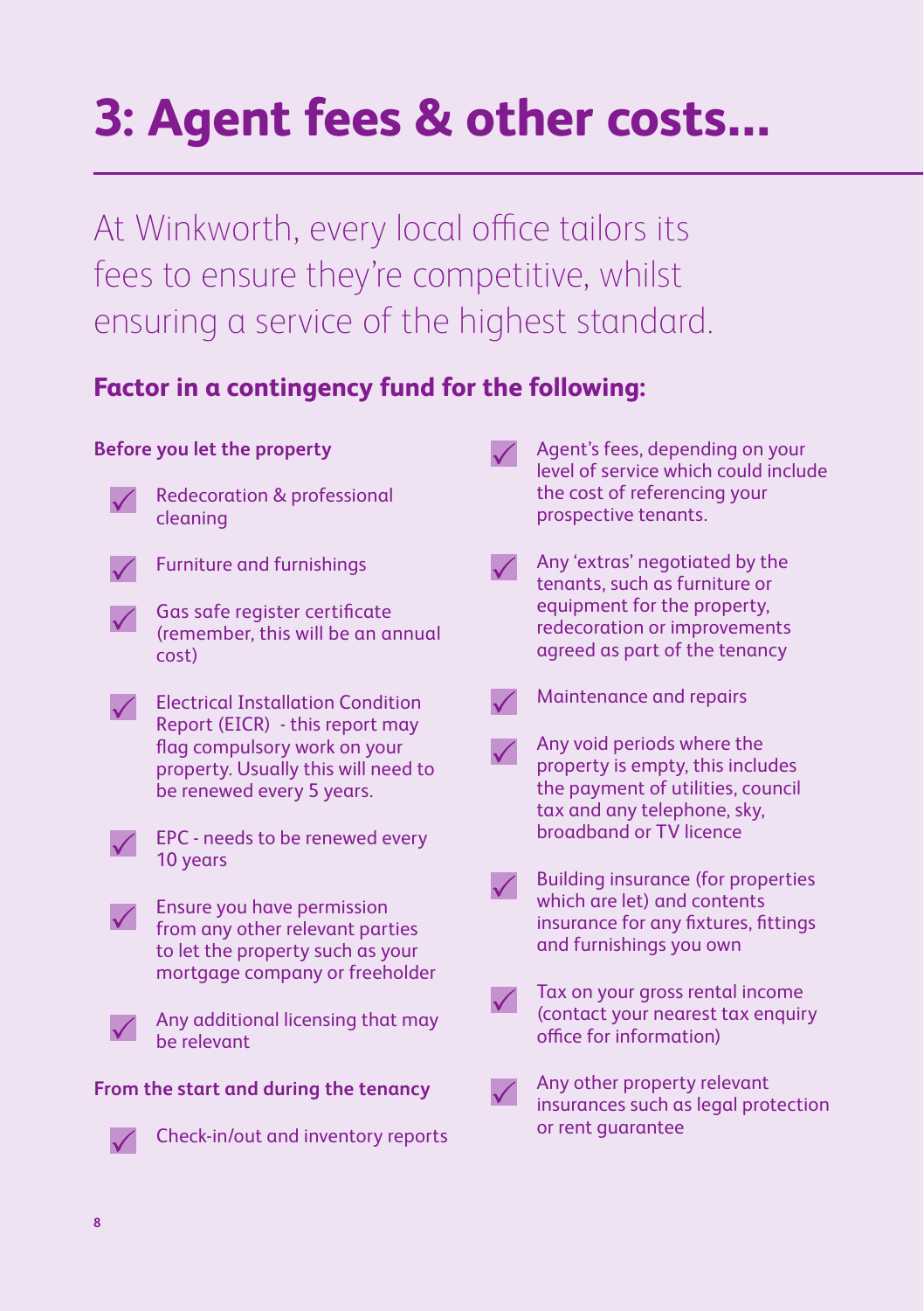# 3: Agent fees & other costs...

At Winkworth, every local office tailors its fees to ensure they're competitive, whilst ensuring a service of the highest standard.

## Factor in a contingency fund for the following:

### Before you let the property

- Redecoration & professional cleaning
- Furniture and furnishings
- Gas safe register certificate (remember, this will be an annual cost)
- Electrical Installation Condition Report (EICR) - this report may flag compulsory work on your property. Usually this will need to be renewed every 5 years.
- EPC - needs to be renewed every 10 years
- Ensure you have permission from any other relevant parties to let the property such as your mortgage company or freeholder
- Any additional licensing that may be relevant

### From the start and during the tenancy

- Check-in/out and inventory reports
- Agent's fees, depending on your level of service which could include the cost of referencing your prospective tenants.
- Any 'extras' negotiated by the tenants, such as furniture or equipment for the property, redecoration or improvements agreed as part of the tenancy
- Maintenance and repairs
- Any void periods where the property is empty, this includes the payment of utilities, council tax and any telephone, sky, broadband or TV licence
- Building insurance (for properties which are let) and contents insurance for any fixtures, fittings and furnishings you own
- Tax on your gross rental income (contact your nearest tax enquiry office for information)
- Any other property relevant insurances such as legal protection or rent guarantee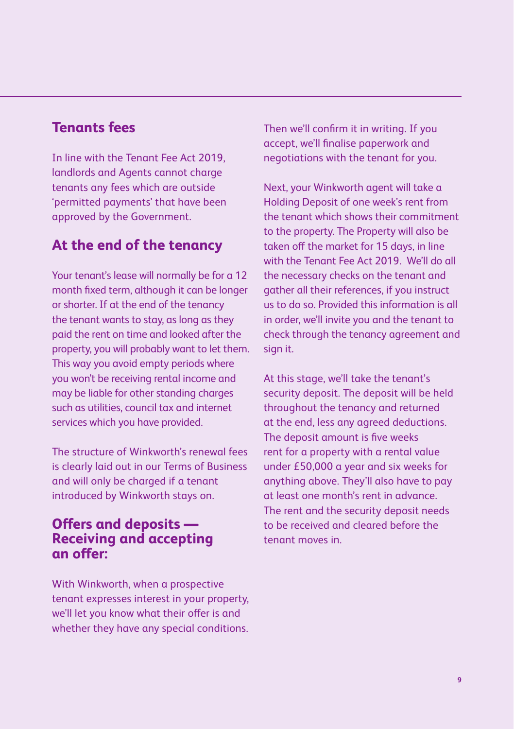## Tenants fees

In line with the Tenant Fee Act 2019, landlords and Agents cannot charge tenants any fees which are outside 'permitted payments' that have been approved by the Government.

## At the end of the tenancy

Your tenant's lease will normally be for a 12 month fixed term, although it can be longer or shorter. If at the end of the tenancy the tenant wants to stay, as long as they paid the rent on time and looked after the property, you will probably want to let them. This way you avoid empty periods where you won't be receiving rental income and may be liable for other standing charges such as utilities, council tax and internet services which you have provided.

The structure of Winkworth's renewal fees is clearly laid out in our Terms of Business and will only be charged if a tenant introduced by Winkworth stays on.

## Offers and deposits — Receiving and accepting an offer:

With Winkworth, when a prospective tenant expresses interest in your property, we'll let you know what their offer is and whether they have any special conditions. Then we'll confirm it in writing. If you accept, we'll finalise paperwork and negotiations with the tenant for you.

Next, your Winkworth agent will take a Holding Deposit of one week's rent from the tenant which shows their commitment to the property. The Property will also be taken off the market for 15 days, in line with the Tenant Fee Act 2019. We'll do all the necessary checks on the tenant and gather all their references, if you instruct us to do so. Provided this information is all in order, we'll invite you and the tenant to check through the tenancy agreement and sign it.

At this stage, we'll take the tenant's security deposit. The deposit will be held throughout the tenancy and returned at the end, less any agreed deductions. The deposit amount is five weeks rent for a property with a rental value under £50,000 a year and six weeks for anything above. They'll also have to pay at least one month's rent in advance. The rent and the security deposit needs to be received and cleared before the tenant moves in.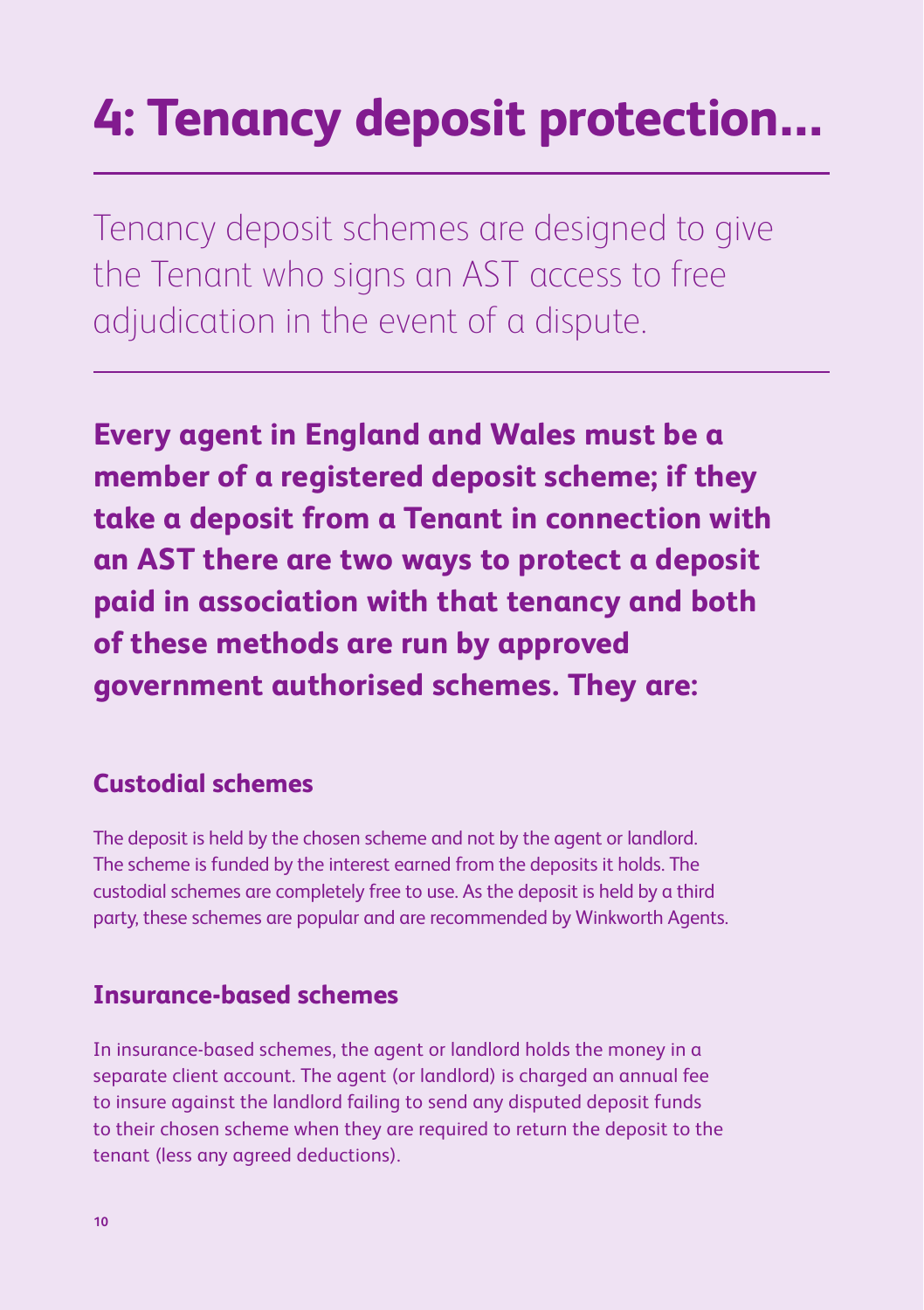# 4: Tenancy deposit protection...

Tenancy deposit schemes are designed to give the Tenant who signs an AST access to free adjudication in the event of a dispute.

**Every agent in England and Wales must be a member of a registered deposit scheme; if they take a deposit from a Tenant in connection with an AST there are two ways to protect a deposit paid in association with that tenancy and both of these methods are run by approved government authorised schemes. They are:**

### Custodial schemes

The deposit is held by the chosen scheme and not by the agent or landlord. The scheme is funded by the interest earned from the deposits it holds. The custodial schemes are completely free to use. As the deposit is held by a third party, these schemes are popular and are recommended by Winkworth Agents.

### Insurance-based schemes

In insurance-based schemes, the agent or landlord holds the money in a separate client account. The agent (or landlord) is charged an annual fee to insure against the landlord failing to send any disputed deposit funds to their chosen scheme when they are required to return the deposit to the tenant (less any agreed deductions).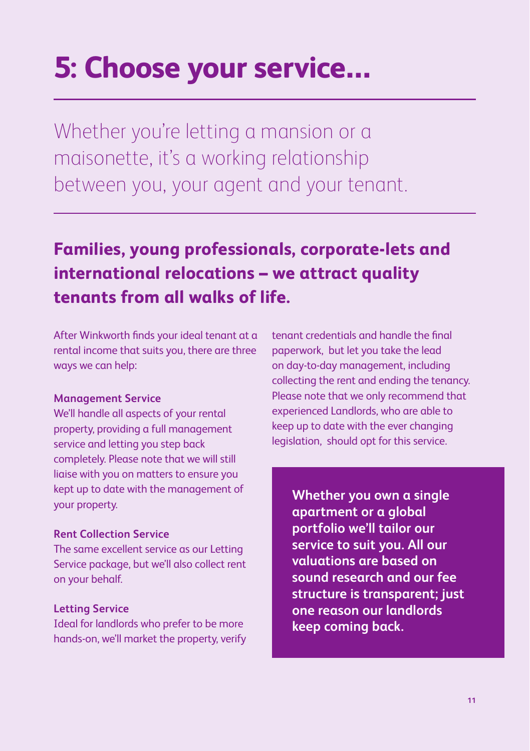# 5: Choose your service...

Whether you're letting a mansion or a maisonette, it's a working relationship between you, your agent and your tenant.

## Families, young professionals, corporate-lets and international relocations – we attract quality tenants from all walks of life.

After Winkworth finds your ideal tenant at a rental income that suits you, there are three ways we can help:

**Management Service**

We'll handle all aspects of your rental property, providing a full management service and letting you step back completely. Please note that we will still liaise with you on matters to ensure you kept up to date with the management of your property.

**Rent Collection Service**

The same excellent service as our Letting Service package, but we'll also collect rent on your behalf.

**Letting Service**

Ideal for landlords who prefer to be more hands-on, we'll market the property, verify tenant credentials and handle the final paperwork, but let you take the lead on day-to-day management, including collecting the rent and ending the tenancy. Please note that we only recommend that experienced Landlords, who are able to keep up to date with the ever changing legislation, should opt for this service.

**Whether you own a single apartment or a global portfolio we'll tailor our service to suit you. All our valuations are based on sound research and our fee structure is transparent; just one reason our landlords keep coming back.**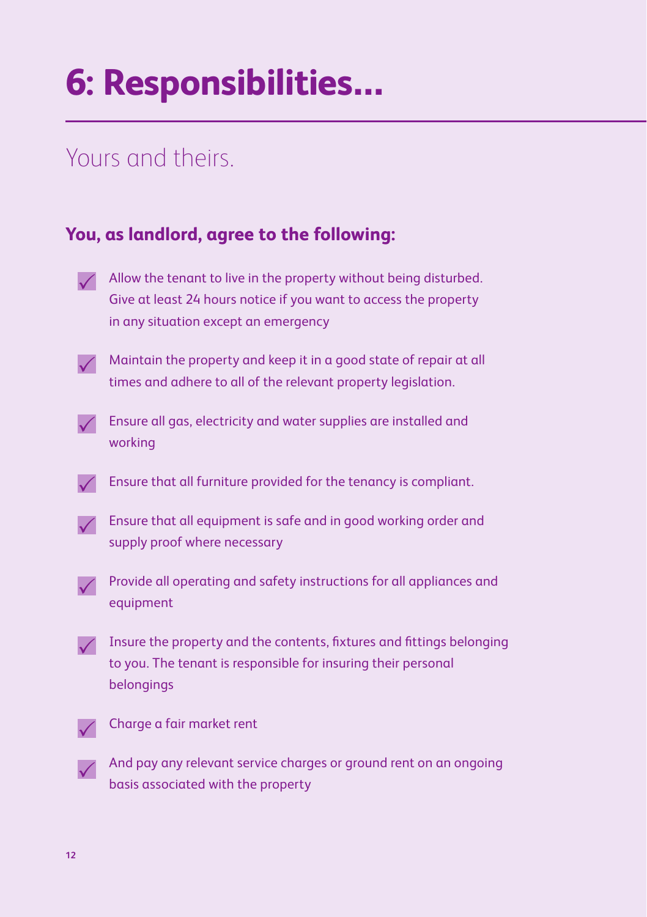# 6: Responsibilities...

## Yours and theirs.

### You, as landlord, agree to the following:

- Allow the tenant to live in the property without being disturbed. Give at least 24 hours notice if you want to access the property in any situation except an emergency
- Maintain the property and keep it in a good state of repair at all times and adhere to all of the relevant property legislation.
- Ensure all gas, electricity and water supplies are installed and working
- Ensure that all furniture provided for the tenancy is compliant.
- Ensure that all equipment is safe and in good working order and supply proof where necessary
- Provide all operating and safety instructions for all appliances and equipment
- Insure the property and the contents, fixtures and fittings belonging to you. The tenant is responsible for insuring their personal belongings
- Charge a fair market rent
- And pay any relevant service charges or ground rent on an ongoing basis associated with the property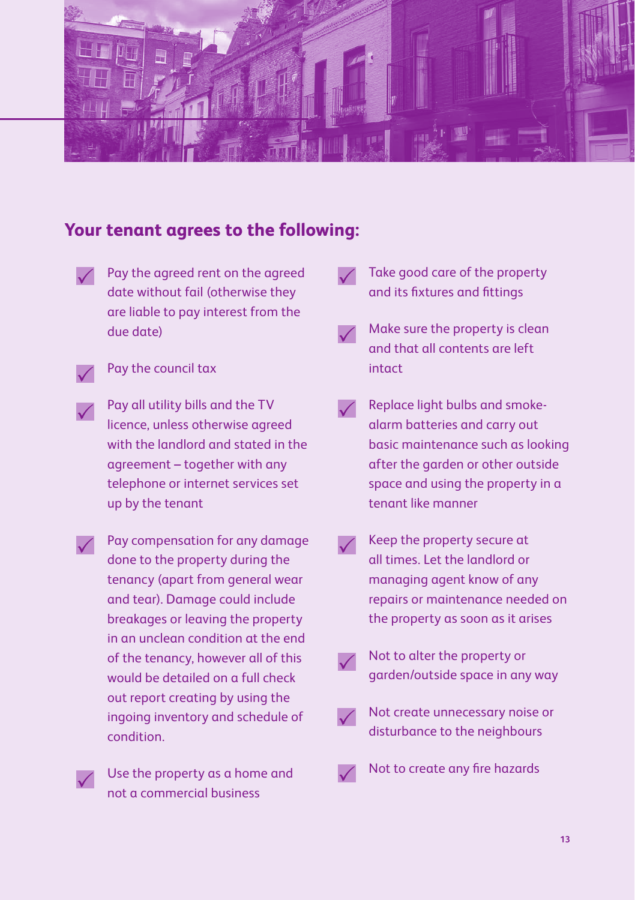## Your tenant agrees to the following:

- Pay the agreed rent on the agreed date without fail (otherwise they are liable to pay interest from the due date)
- Pay the council tax
- Pay all utility bills and the TV licence, unless otherwise agreed with the landlord and stated in the agreement – together with any telephone or internet services set up by the tenant
- Pay compensation for any damage done to the property during the tenancy (apart from general wear and tear). Damage could include breakages or leaving the property in an unclean condition at the end of the tenancy, however all of this would be detailed on a full check out report creating by using the ingoing inventory and schedule of condition.
- Use the property as a home and not a commercial business
- Take good care of the property and its fixtures and fittings
- Make sure the property is clean and that all contents are left intact
- Replace light bulbs and smoke-alarm batteries and carry out basic maintenance such as looking after the garden or other outside space and using the property in a tenant like manner
- Keep the property secure at all times. Let the landlord or managing agent know of any repairs or maintenance needed on the property as soon as it arises
- Not to alter the property or garden/outside space in any way
- Not create unnecessary noise or disturbance to the neighbours
- Not to create any fire hazards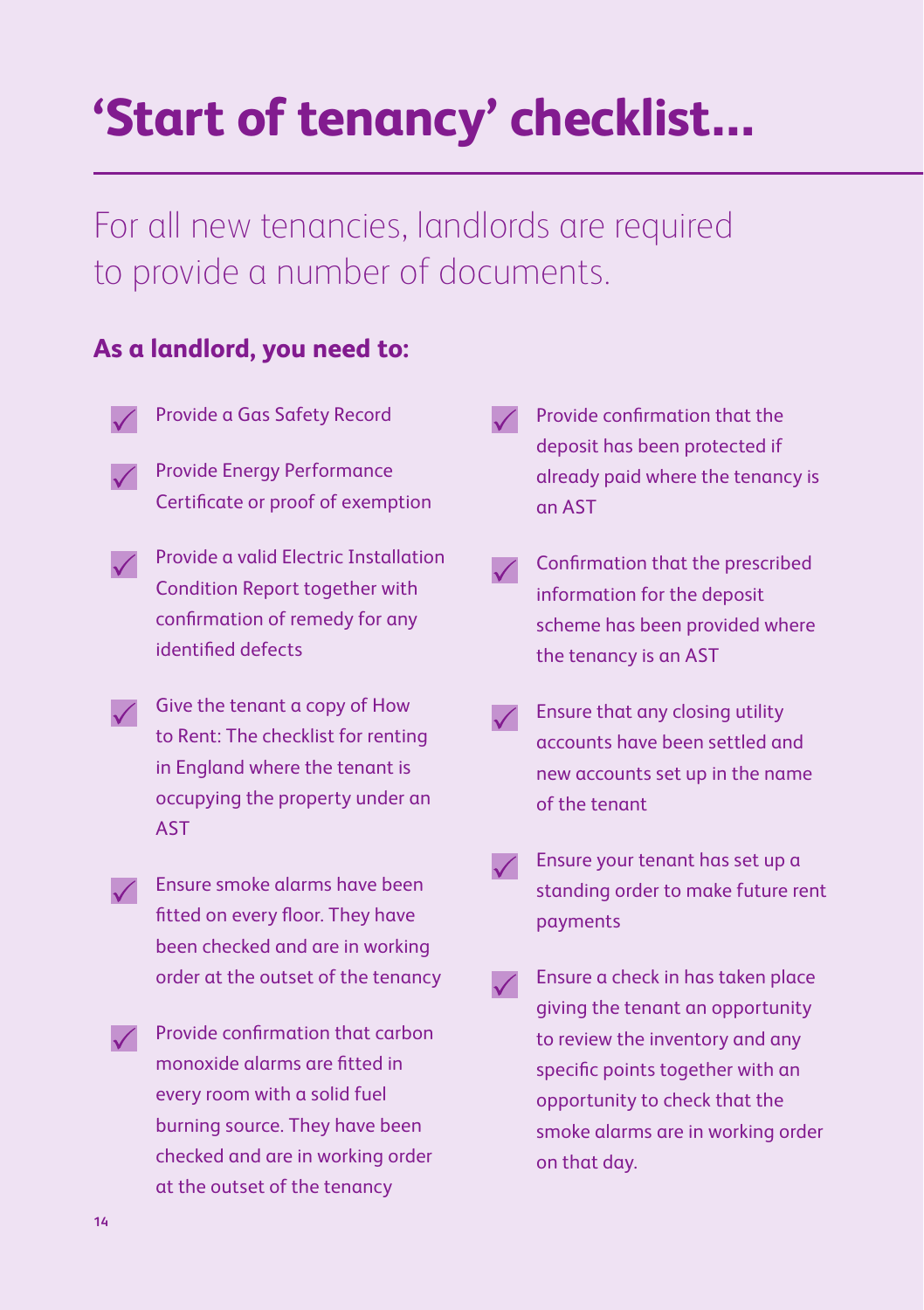# 'Start of tenancy' checklist...

For all new tenancies, landlords are required to provide a number of documents.

**As a landlord, you need to:**

- Provide a Gas Safety Record
- Provide Energy Performance Certificate or proof of exemption
- Provide a valid Electric Installation Condition Report together with confirmation of remedy for any identified defects
- Give the tenant a copy of How to Rent: The checklist for renting in England where the tenant is occupying the property under an AST
- Ensure smoke alarms have been fitted on every floor. They have been checked and are in working order at the outset of the tenancy
- Provide confirmation that carbon monoxide alarms are fitted in every room with a solid fuel burning source. They have been checked and are in working order at the outset of the tenancy
- Provide confirmation that the deposit has been protected if already paid where the tenancy is an AST
- Confirmation that the prescribed information for the deposit scheme has been provided where the tenancy is an AST
- Ensure that any closing utility accounts have been settled and new accounts set up in the name of the tenant
- Ensure your tenant has set up a standing order to make future rent payments
- Ensure a check in has taken place giving the tenant an opportunity to review the inventory and any specific points together with an opportunity to check that the smoke alarms are in working order on that day.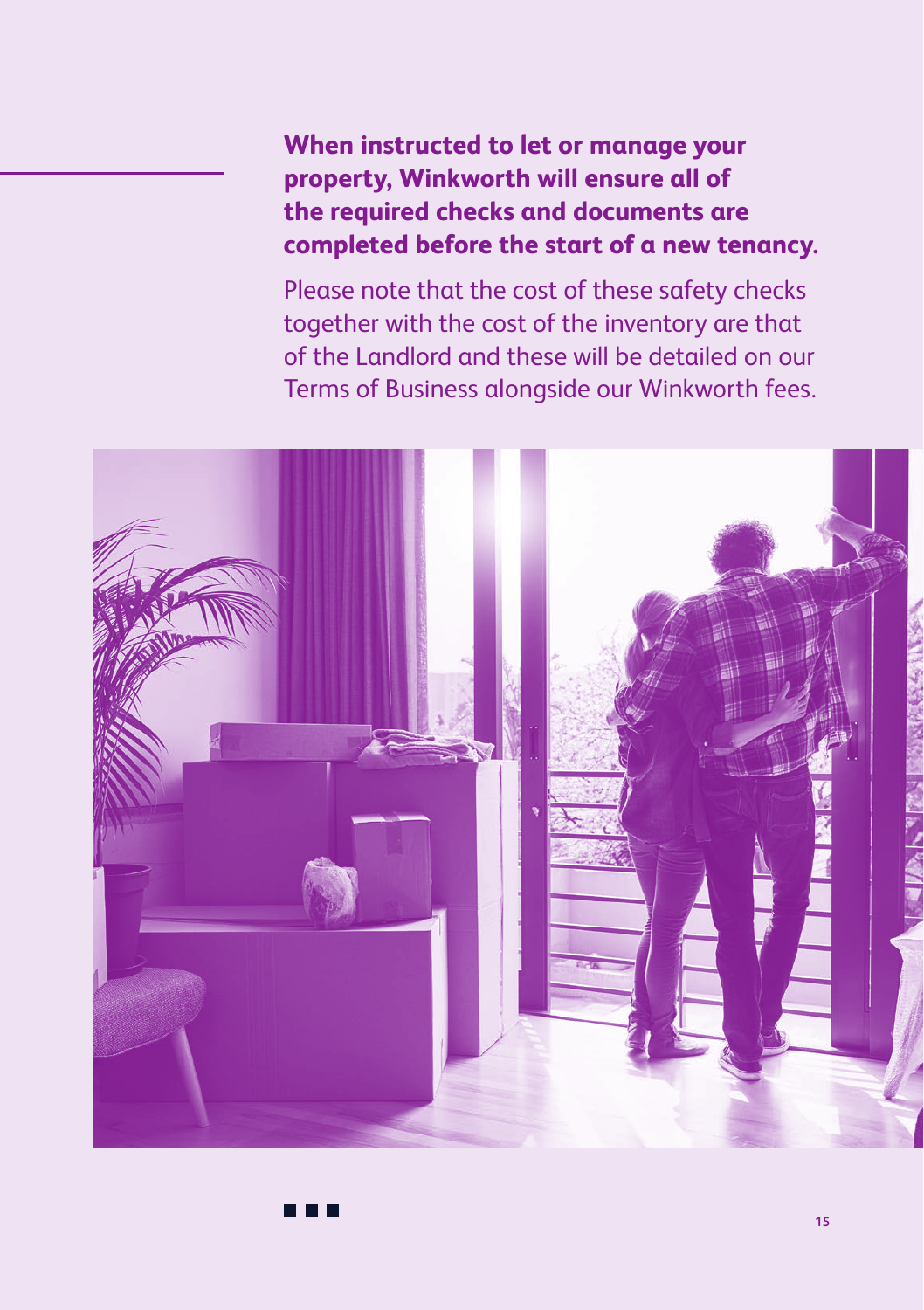**When instructed to let or manage your property, Winkworth will ensure all of the required checks and documents are completed before the start of a new tenancy.**

Please note that the cost of these safety checks together with the cost of the inventory are that of the Landlord and these will be detailed on our Terms of Business alongside our Winkworth fees.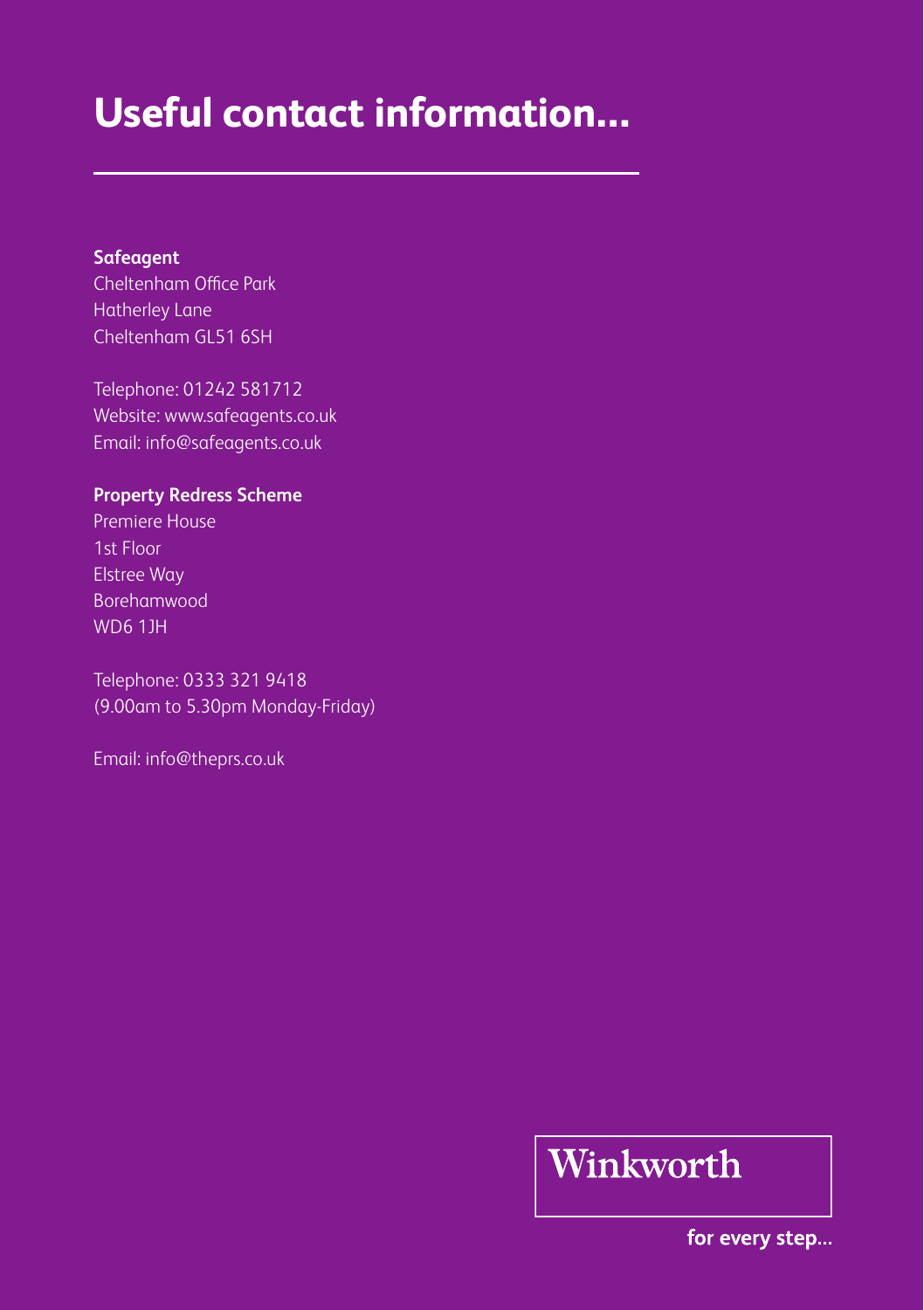# Useful contact information...

**Safeagent**
Cheltenham Office Park
Hatherley Lane
Cheltenham GL51 6SH

Telephone: 01242 581712
Website: www.safeagents.co.uk
Email: info@safeagents.co.uk

**Property Redress Scheme**
Premiere House
1st Floor
Elstree Way
Borehamwood
WD6 1JH

Telephone: 0333 321 9418
(9.00am to 5.30pm Monday-Friday)

Email: info@theprs.co.uk

Winkworth

**for every step...**